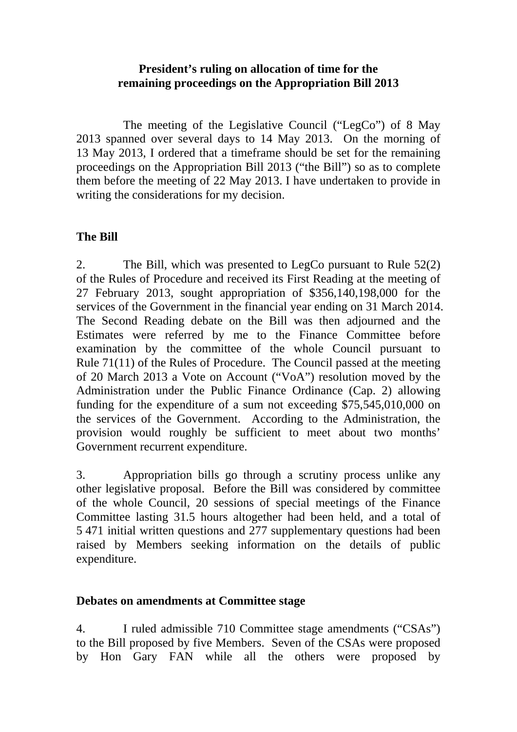# President's ruling on allocation of time for the remaining proceedings on the Appropriation Bill 2013

The meeting of the Legislative Council ("LegCo") of 8 May 2013 spanned over several days to 14 May 2013. On the morning of 13 May 2013, I ordered that a timeframe should be set for the remaining proceedings on the Appropriation Bill 2013 ("the Bill") so as to complete them before the meeting of 22 May 2013. I have undertaken to provide in writing the considerations for my decision.

## The Bill

2. The Bill, which was presented to LegCo pursuant to Rule 52(2) of the Rules of Procedure and received its First Reading at the meeting of 27 February 2013, sought appropriation of $356,140,198,000 for the services of the Government in the financial year ending on 31 March 2014. The Second Reading debate on the Bill was then adjourned and the Estimates were referred by me to the Finance Committee before examination by the committee of the whole Council pursuant to Rule 71(11) of the Rules of Procedure. The Council passed at the meeting of 20 March 2013 a Vote on Account ("VoA") resolution moved by the Administration under the Public Finance Ordinance (Cap. 2) allowing funding for the expenditure of a sum not exceeding $75,545,010,000 on the services of the Government. According to the Administration, the provision would roughly be sufficient to meet about two months' Government recurrent expenditure.

3. Appropriation bills go through a scrutiny process unlike any other legislative proposal. Before the Bill was considered by committee of the whole Council, 20 sessions of special meetings of the Finance Committee lasting 31.5 hours altogether had been held, and a total of 5 471 initial written questions and 277 supplementary questions had been raised by Members seeking information on the details of public expenditure.

## Debates on amendments at Committee stage

4. I ruled admissible 710 Committee stage amendments ("CSAs") to the Bill proposed by five Members. Seven of the CSAs were proposed by Hon Gary FAN while all the others were proposed by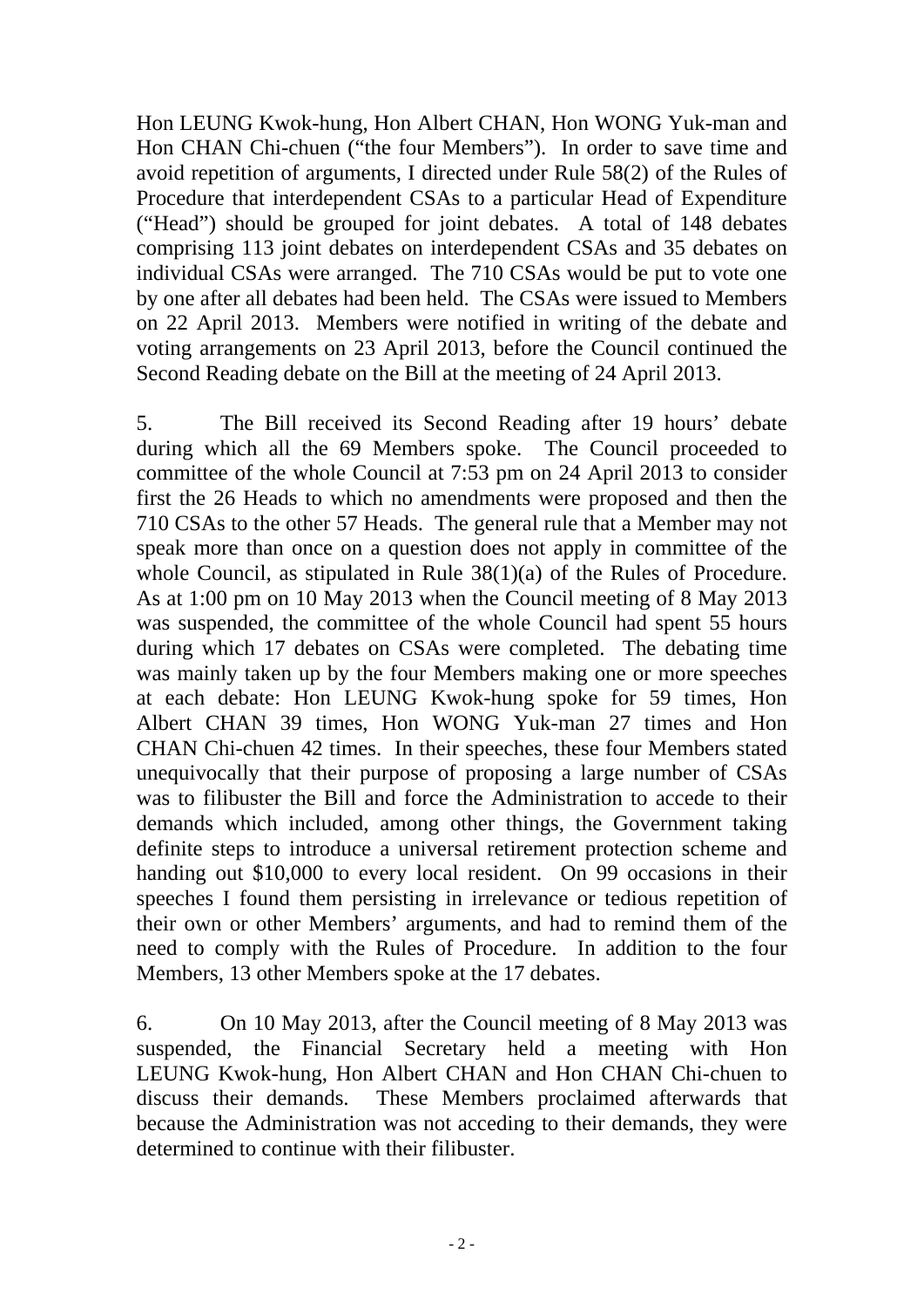Hon LEUNG Kwok-hung, Hon Albert CHAN, Hon WONG Yuk-man and Hon CHAN Chi-chuen ("the four Members"). In order to save time and avoid repetition of arguments, I directed under Rule 58(2) of the Rules of Procedure that interdependent CSAs to a particular Head of Expenditure ("Head") should be grouped for joint debates. A total of 148 debates comprising 113 joint debates on interdependent CSAs and 35 debates on individual CSAs were arranged. The 710 CSAs would be put to vote one by one after all debates had been held. The CSAs were issued to Members on 22 April 2013. Members were notified in writing of the debate and voting arrangements on 23 April 2013, before the Council continued the Second Reading debate on the Bill at the meeting of 24 April 2013.

5. The Bill received its Second Reading after 19 hours' debate during which all the 69 Members spoke. The Council proceeded to committee of the whole Council at 7:53 pm on 24 April 2013 to consider first the 26 Heads to which no amendments were proposed and then the 710 CSAs to the other 57 Heads. The general rule that a Member may not speak more than once on a question does not apply in committee of the whole Council, as stipulated in Rule 38(1)(a) of the Rules of Procedure. As at 1:00 pm on 10 May 2013 when the Council meeting of 8 May 2013 was suspended, the committee of the whole Council had spent 55 hours during which 17 debates on CSAs were completed. The debating time was mainly taken up by the four Members making one or more speeches at each debate: Hon LEUNG Kwok-hung spoke for 59 times, Hon Albert CHAN 39 times, Hon WONG Yuk-man 27 times and Hon CHAN Chi-chuen 42 times. In their speeches, these four Members stated unequivocally that their purpose of proposing a large number of CSAs was to filibuster the Bill and force the Administration to accede to their demands which included, among other things, the Government taking definite steps to introduce a universal retirement protection scheme and handing out $10,000 to every local resident. On 99 occasions in their speeches I found them persisting in irrelevance or tedious repetition of their own or other Members' arguments, and had to remind them of the need to comply with the Rules of Procedure. In addition to the four Members, 13 other Members spoke at the 17 debates.

6. On 10 May 2013, after the Council meeting of 8 May 2013 was suspended, the Financial Secretary held a meeting with Hon LEUNG Kwok-hung, Hon Albert CHAN and Hon CHAN Chi-chuen to discuss their demands. These Members proclaimed afterwards that because the Administration was not acceding to their demands, they were determined to continue with their filibuster.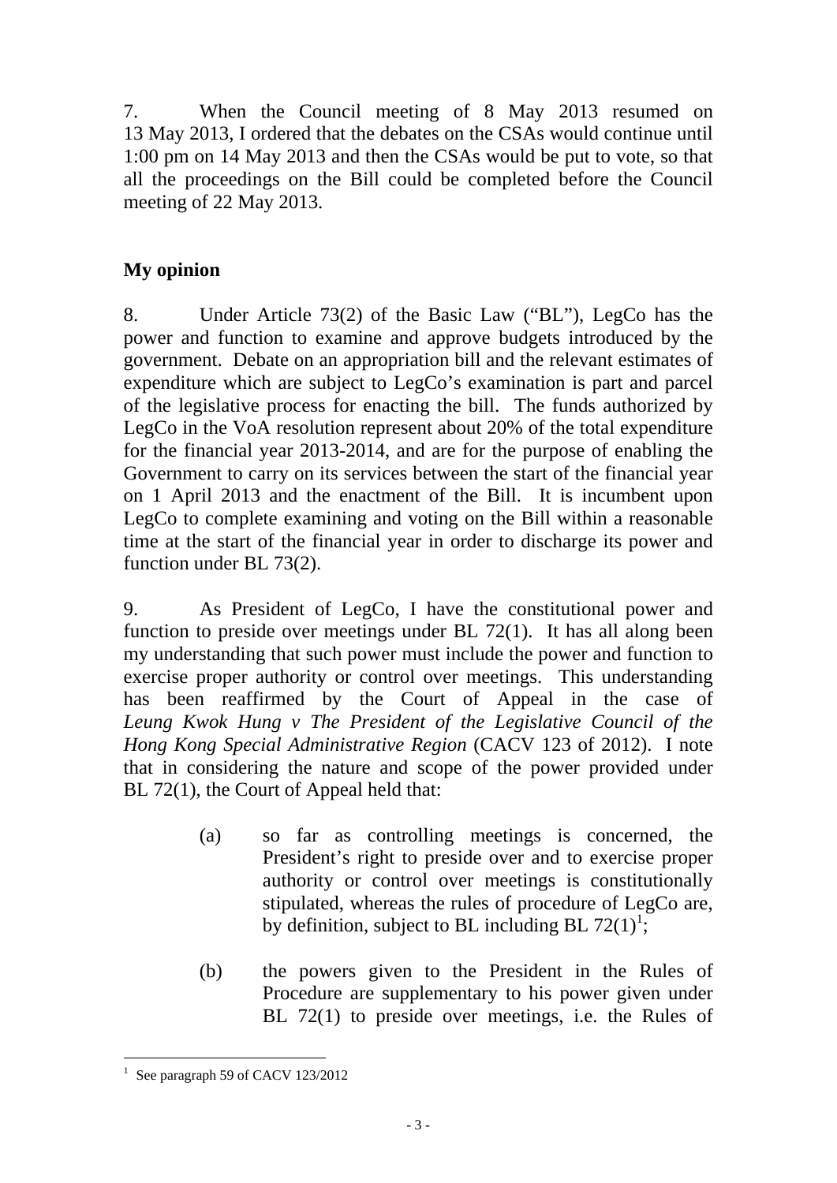7. When the Council meeting of 8 May 2013 resumed on 13 May 2013, I ordered that the debates on the CSAs would continue until 1:00 pm on 14 May 2013 and then the CSAs would be put to vote, so that all the proceedings on the Bill could be completed before the Council meeting of 22 May 2013.

**My opinion**

8. Under Article 73(2) of the Basic Law ("BL"), LegCo has the power and function to examine and approve budgets introduced by the government. Debate on an appropriation bill and the relevant estimates of expenditure which are subject to LegCo's examination is part and parcel of the legislative process for enacting the bill. The funds authorized by LegCo in the VoA resolution represent about 20% of the total expenditure for the financial year 2013-2014, and are for the purpose of enabling the Government to carry on its services between the start of the financial year on 1 April 2013 and the enactment of the Bill. It is incumbent upon LegCo to complete examining and voting on the Bill within a reasonable time at the start of the financial year in order to discharge its power and function under BL 73(2).

9. As President of LegCo, I have the constitutional power and function to preside over meetings under BL 72(1). It has all along been my understanding that such power must include the power and function to exercise proper authority or control over meetings. This understanding has been reaffirmed by the Court of Appeal in the case of *Leung Kwok Hung v The President of the Legislative Council of the Hong Kong Special Administrative Region* (CACV 123 of 2012). I note that in considering the nature and scope of the power provided under BL 72(1), the Court of Appeal held that:

(a) so far as controlling meetings is concerned, the President's right to preside over and to exercise proper authority or control over meetings is constitutionally stipulated, whereas the rules of procedure of LegCo are, by definition, subject to BL including BL 72(1)[1];

(b) the powers given to the President in the Rules of Procedure are supplementary to his power given under BL 72(1) to preside over meetings, i.e. the Rules of

[1] See paragraph 59 of CACV 123/2012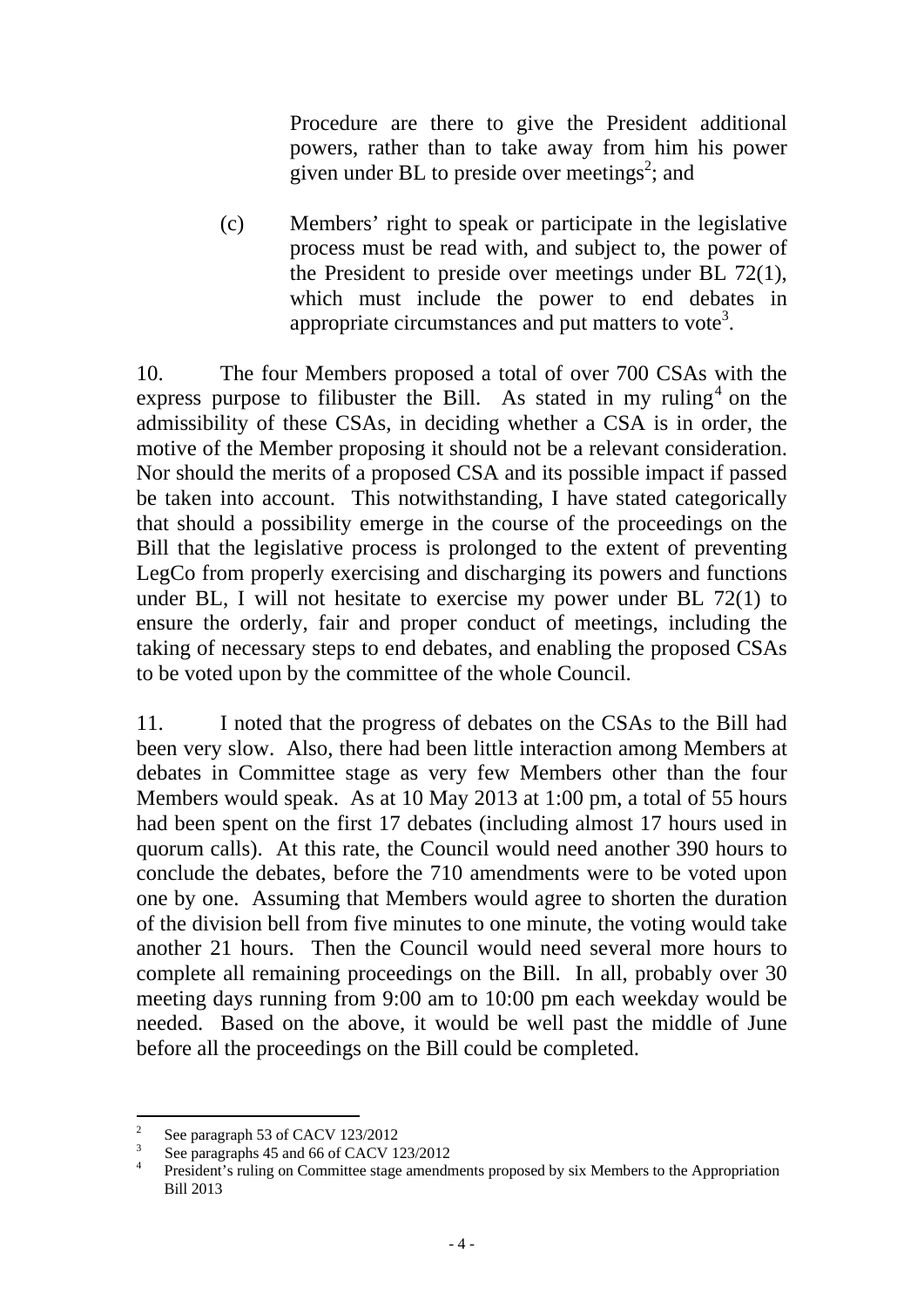Procedure are there to give the President additional powers, rather than to take away from him his power given under BL to preside over meetings[2]; and

(c) Members' right to speak or participate in the legislative process must be read with, and subject to, the power of the President to preside over meetings under BL 72(1), which must include the power to end debates in appropriate circumstances and put matters to vote[3].

10. The four Members proposed a total of over 700 CSAs with the express purpose to filibuster the Bill. As stated in my ruling[4] on the admissibility of these CSAs, in deciding whether a CSA is in order, the motive of the Member proposing it should not be a relevant consideration. Nor should the merits of a proposed CSA and its possible impact if passed be taken into account. This notwithstanding, I have stated categorically that should a possibility emerge in the course of the proceedings on the Bill that the legislative process is prolonged to the extent of preventing LegCo from properly exercising and discharging its powers and functions under BL, I will not hesitate to exercise my power under BL 72(1) to ensure the orderly, fair and proper conduct of meetings, including the taking of necessary steps to end debates, and enabling the proposed CSAs to be voted upon by the committee of the whole Council.

11. I noted that the progress of debates on the CSAs to the Bill had been very slow. Also, there had been little interaction among Members at debates in Committee stage as very few Members other than the four Members would speak. As at 10 May 2013 at 1:00 pm, a total of 55 hours had been spent on the first 17 debates (including almost 17 hours used in quorum calls). At this rate, the Council would need another 390 hours to conclude the debates, before the 710 amendments were to be voted upon one by one. Assuming that Members would agree to shorten the duration of the division bell from five minutes to one minute, the voting would take another 21 hours. Then the Council would need several more hours to complete all remaining proceedings on the Bill. In all, probably over 30 meeting days running from 9:00 am to 10:00 pm each weekday would be needed. Based on the above, it would be well past the middle of June before all the proceedings on the Bill could be completed.

---

[2] See paragraph 53 of CACV 123/2012

[3] See paragraphs 45 and 66 of CACV 123/2012

[4] President's ruling on Committee stage amendments proposed by six Members to the Appropriation Bill 2013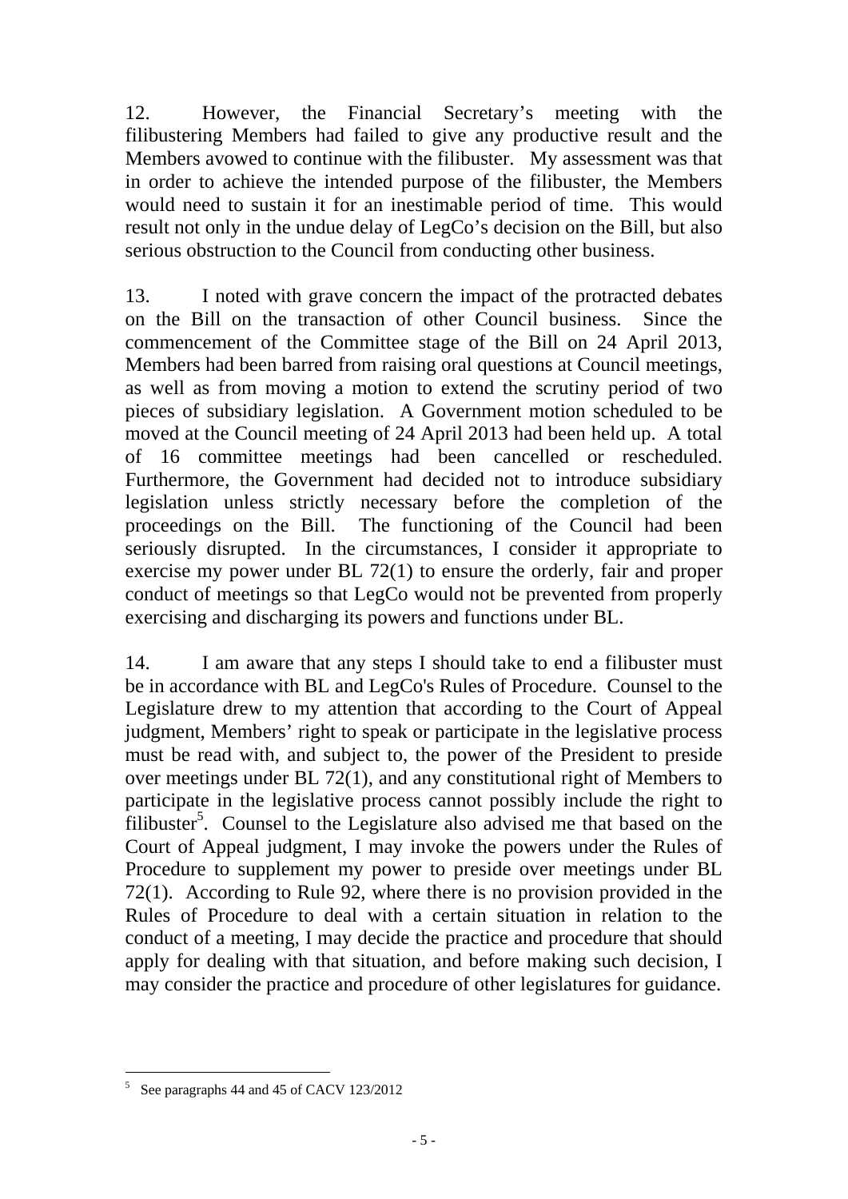12. However, the Financial Secretary's meeting with the filibustering Members had failed to give any productive result and the Members avowed to continue with the filibuster. My assessment was that in order to achieve the intended purpose of the filibuster, the Members would need to sustain it for an inestimable period of time. This would result not only in the undue delay of LegCo's decision on the Bill, but also serious obstruction to the Council from conducting other business.

13. I noted with grave concern the impact of the protracted debates on the Bill on the transaction of other Council business. Since the commencement of the Committee stage of the Bill on 24 April 2013, Members had been barred from raising oral questions at Council meetings, as well as from moving a motion to extend the scrutiny period of two pieces of subsidiary legislation. A Government motion scheduled to be moved at the Council meeting of 24 April 2013 had been held up. A total of 16 committee meetings had been cancelled or rescheduled. Furthermore, the Government had decided not to introduce subsidiary legislation unless strictly necessary before the completion of the proceedings on the Bill. The functioning of the Council had been seriously disrupted. In the circumstances, I consider it appropriate to exercise my power under BL 72(1) to ensure the orderly, fair and proper conduct of meetings so that LegCo would not be prevented from properly exercising and discharging its powers and functions under BL.

14. I am aware that any steps I should take to end a filibuster must be in accordance with BL and LegCo's Rules of Procedure. Counsel to the Legislature drew to my attention that according to the Court of Appeal judgment, Members' right to speak or participate in the legislative process must be read with, and subject to, the power of the President to preside over meetings under BL 72(1), and any constitutional right of Members to participate in the legislative process cannot possibly include the right to filibuster[5]. Counsel to the Legislature also advised me that based on the Court of Appeal judgment, I may invoke the powers under the Rules of Procedure to supplement my power to preside over meetings under BL 72(1). According to Rule 92, where there is no provision provided in the Rules of Procedure to deal with a certain situation in relation to the conduct of a meeting, I may decide the practice and procedure that should apply for dealing with that situation, and before making such decision, I may consider the practice and procedure of other legislatures for guidance.

---

[5] See paragraphs 44 and 45 of CACV 123/2012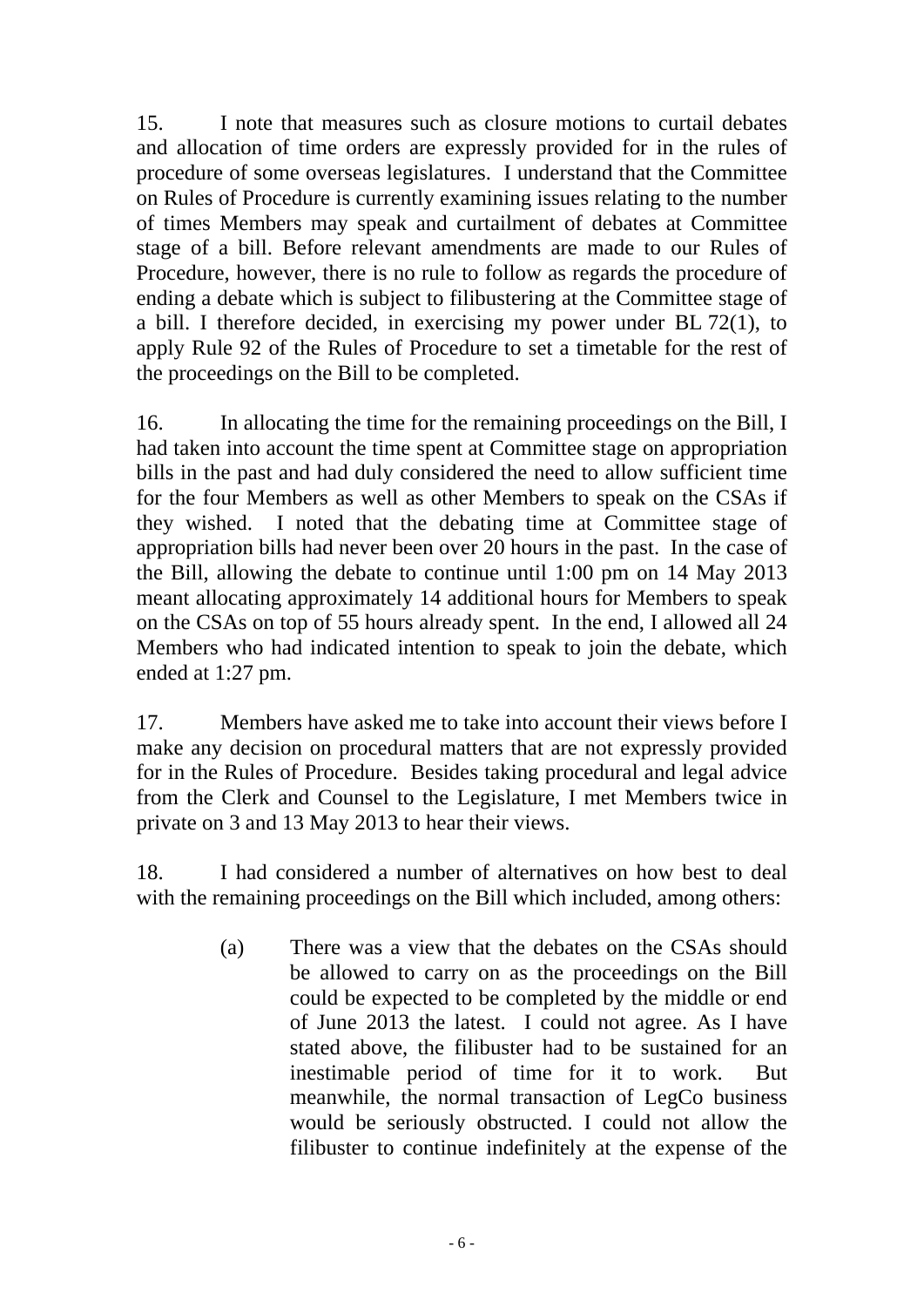15. I note that measures such as closure motions to curtail debates and allocation of time orders are expressly provided for in the rules of procedure of some overseas legislatures. I understand that the Committee on Rules of Procedure is currently examining issues relating to the number of times Members may speak and curtailment of debates at Committee stage of a bill. Before relevant amendments are made to our Rules of Procedure, however, there is no rule to follow as regards the procedure of ending a debate which is subject to filibustering at the Committee stage of a bill. I therefore decided, in exercising my power under BL 72(1), to apply Rule 92 of the Rules of Procedure to set a timetable for the rest of the proceedings on the Bill to be completed.

16. In allocating the time for the remaining proceedings on the Bill, I had taken into account the time spent at Committee stage on appropriation bills in the past and had duly considered the need to allow sufficient time for the four Members as well as other Members to speak on the CSAs if they wished. I noted that the debating time at Committee stage of appropriation bills had never been over 20 hours in the past. In the case of the Bill, allowing the debate to continue until 1:00 pm on 14 May 2013 meant allocating approximately 14 additional hours for Members to speak on the CSAs on top of 55 hours already spent. In the end, I allowed all 24 Members who had indicated intention to speak to join the debate, which ended at 1:27 pm.

17. Members have asked me to take into account their views before I make any decision on procedural matters that are not expressly provided for in the Rules of Procedure. Besides taking procedural and legal advice from the Clerk and Counsel to the Legislature, I met Members twice in private on 3 and 13 May 2013 to hear their views.

18. I had considered a number of alternatives on how best to deal with the remaining proceedings on the Bill which included, among others:

(a) There was a view that the debates on the CSAs should be allowed to carry on as the proceedings on the Bill could be expected to be completed by the middle or end of June 2013 the latest. I could not agree. As I have stated above, the filibuster had to be sustained for an inestimable period of time for it to work. But meanwhile, the normal transaction of LegCo business would be seriously obstructed. I could not allow the filibuster to continue indefinitely at the expense of the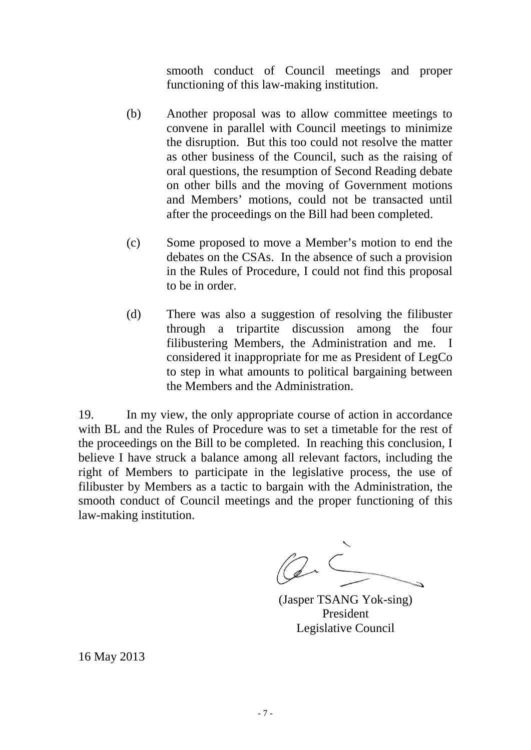smooth conduct of Council meetings and proper functioning of this law-making institution.

(b) Another proposal was to allow committee meetings to convene in parallel with Council meetings to minimize the disruption. But this too could not resolve the matter as other business of the Council, such as the raising of oral questions, the resumption of Second Reading debate on other bills and the moving of Government motions and Members' motions, could not be transacted until after the proceedings on the Bill had been completed.

(c) Some proposed to move a Member's motion to end the debates on the CSAs. In the absence of such a provision in the Rules of Procedure, I could not find this proposal to be in order.

(d) There was also a suggestion of resolving the filibuster through a tripartite discussion among the four filibustering Members, the Administration and me. I considered it inappropriate for me as President of LegCo to step in what amounts to political bargaining between the Members and the Administration.

19. In my view, the only appropriate course of action in accordance with BL and the Rules of Procedure was to set a timetable for the rest of the proceedings on the Bill to be completed. In reaching this conclusion, I believe I have struck a balance among all relevant factors, including the right of Members to participate in the legislative process, the use of filibuster by Members as a tactic to bargain with the Administration, the smooth conduct of Council meetings and the proper functioning of this law-making institution.

(Jasper TSANG Yok-sing)
President
Legislative Council

16 May 2013